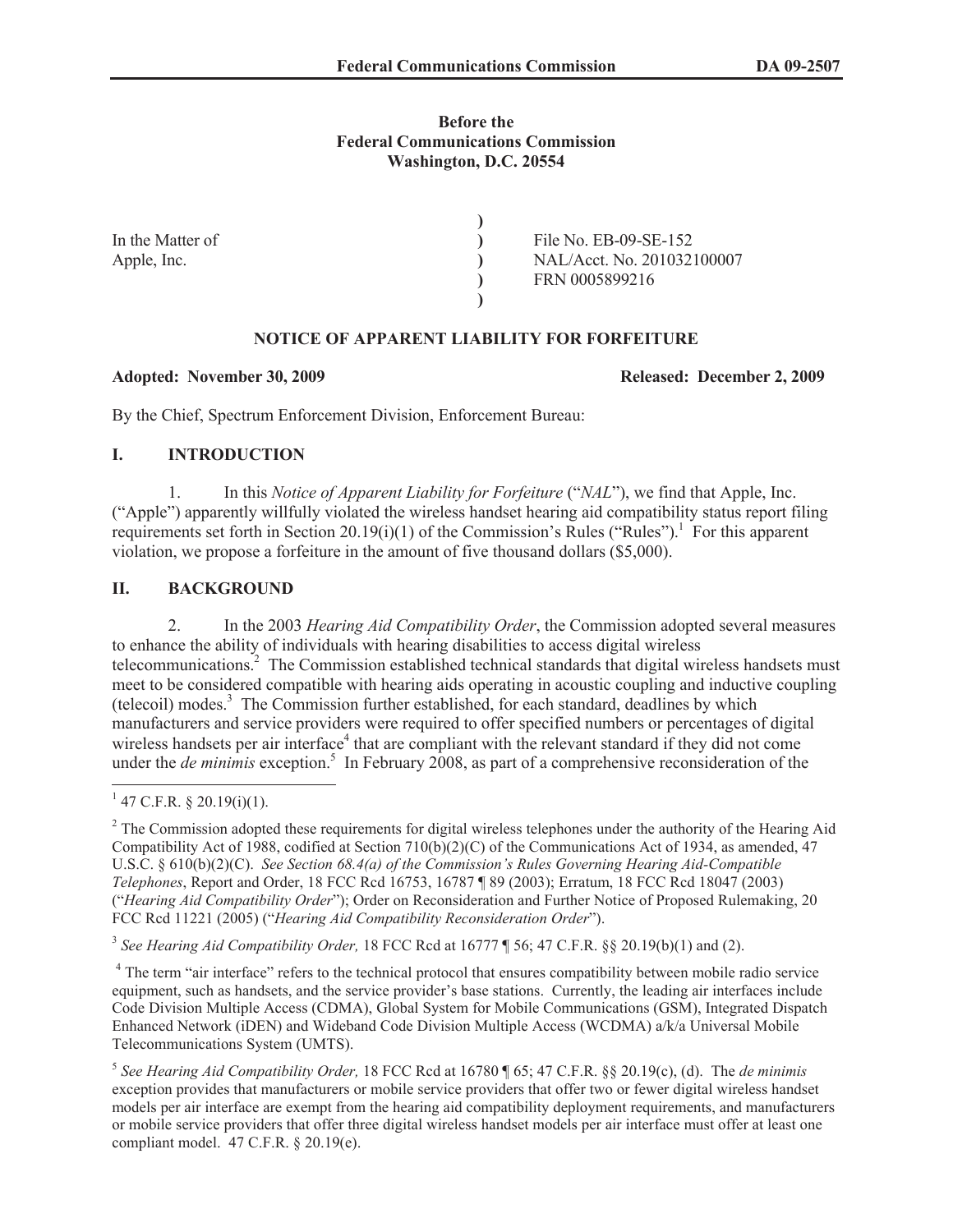**Before the**
**Federal Communications Commission**
**Washington, D.C. 20554**

| | | |
|---|---|---|
| In the Matter of | ) | File No. EB-09-SE-152 |
| Apple, Inc. | ) | NAL/Acct. No. 201032100007 |
| | ) | FRN 0005899216 |

**NOTICE OF APPARENT LIABILITY FOR FORFEITURE**

**Adopted: November 30, 2009** **Released: December 2, 2009**

By the Chief, Spectrum Enforcement Division, Enforcement Bureau:

## I. INTRODUCTION

1. In this *Notice of Apparent Liability for Forfeiture* ("*NAL*"), we find that Apple, Inc. ("Apple") apparently willfully violated the wireless handset hearing aid compatibility status report filing requirements set forth in Section 20.19(i)(1) of the Commission's Rules ("Rules").[1] For this apparent violation, we propose a forfeiture in the amount of five thousand dollars ($5,000).

## II. BACKGROUND

2. In the 2003 *Hearing Aid Compatibility Order*, the Commission adopted several measures to enhance the ability of individuals with hearing disabilities to access digital wireless telecommunications.[2] The Commission established technical standards that digital wireless handsets must meet to be considered compatible with hearing aids operating in acoustic coupling and inductive coupling (telecoil) modes.[3] The Commission further established, for each standard, deadlines by which manufacturers and service providers were required to offer specified numbers or percentages of digital wireless handsets per air interface[4] that are compliant with the relevant standard if they did not come under the *de minimis* exception.[5] In February 2008, as part of a comprehensive reconsideration of the

---

[1] 47 C.F.R. § 20.19(i)(1).

[2] The Commission adopted these requirements for digital wireless telephones under the authority of the Hearing Aid Compatibility Act of 1988, codified at Section 710(b)(2)(C) of the Communications Act of 1934, as amended, 47 U.S.C. § 610(b)(2)(C). *See Section 68.4(a) of the Commission's Rules Governing Hearing Aid-Compatible Telephones*, Report and Order, 18 FCC Rcd 16753, 16787 ¶ 89 (2003); Erratum, 18 FCC Rcd 18047 (2003) ("*Hearing Aid Compatibility Order*"); Order on Reconsideration and Further Notice of Proposed Rulemaking, 20 FCC Rcd 11221 (2005) ("*Hearing Aid Compatibility Reconsideration Order*").

[3] *See Hearing Aid Compatibility Order,* 18 FCC Rcd at 16777 ¶ 56; 47 C.F.R. §§ 20.19(b)(1) and (2).

[4] The term "air interface" refers to the technical protocol that ensures compatibility between mobile radio service equipment, such as handsets, and the service provider's base stations. Currently, the leading air interfaces include Code Division Multiple Access (CDMA), Global System for Mobile Communications (GSM), Integrated Dispatch Enhanced Network (iDEN) and Wideband Code Division Multiple Access (WCDMA) a/k/a Universal Mobile Telecommunications System (UMTS).

[5] *See Hearing Aid Compatibility Order,* 18 FCC Rcd at 16780 ¶ 65; 47 C.F.R. §§ 20.19(c), (d). The *de minimis* exception provides that manufacturers or mobile service providers that offer two or fewer digital wireless handset models per air interface are exempt from the hearing aid compatibility deployment requirements, and manufacturers or mobile service providers that offer three digital wireless handset models per air interface must offer at least one compliant model. 47 C.F.R. § 20.19(e).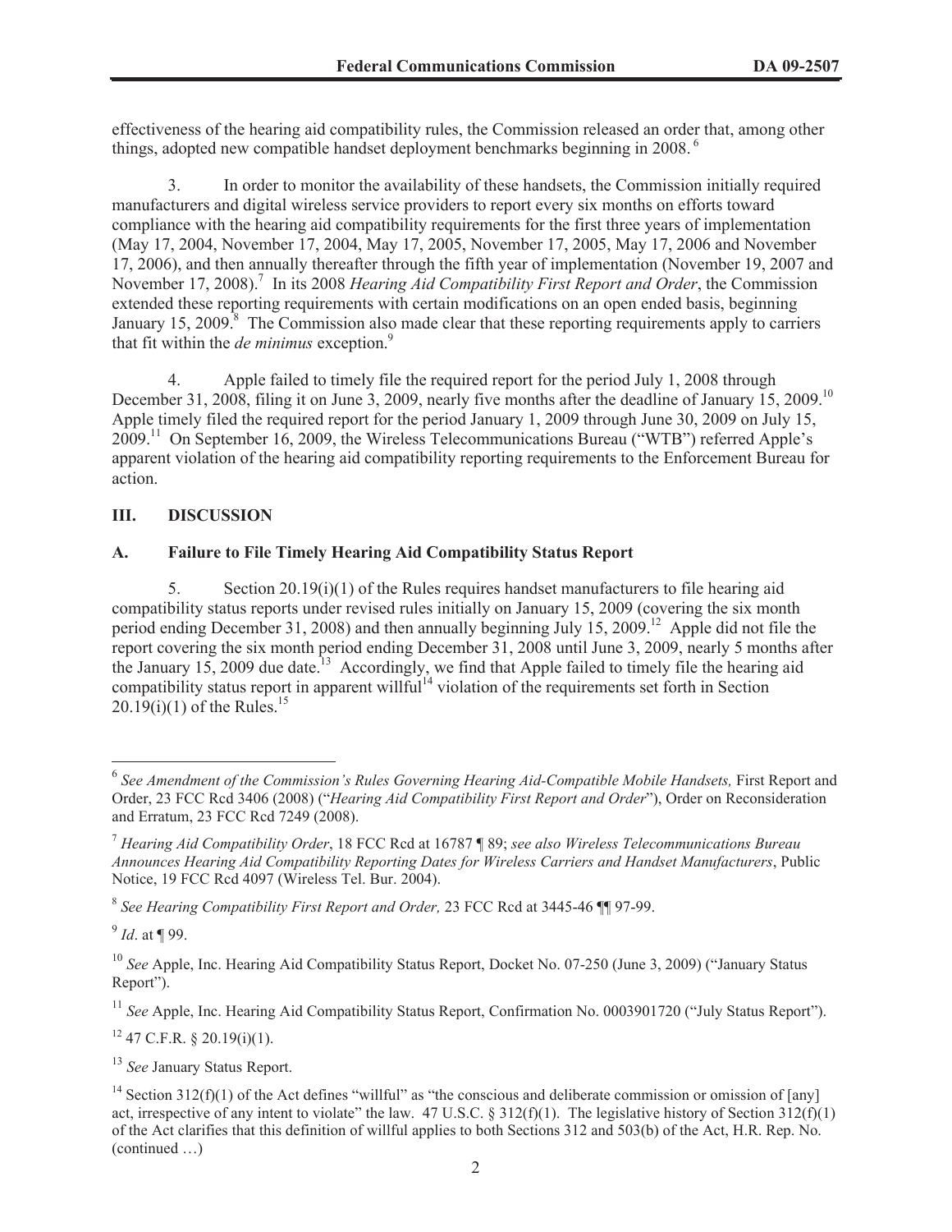effectiveness of the hearing aid compatibility rules, the Commission released an order that, among other things, adopted new compatible handset deployment benchmarks beginning in 2008.[6]

3. In order to monitor the availability of these handsets, the Commission initially required manufacturers and digital wireless service providers to report every six months on efforts toward compliance with the hearing aid compatibility requirements for the first three years of implementation (May 17, 2004, November 17, 2004, May 17, 2005, November 17, 2005, May 17, 2006 and November 17, 2006), and then annually thereafter through the fifth year of implementation (November 19, 2007 and November 17, 2008).[7] In its 2008 *Hearing Aid Compatibility First Report and Order*, the Commission extended these reporting requirements with certain modifications on an open ended basis, beginning January 15, 2009.[8] The Commission also made clear that these reporting requirements apply to carriers that fit within the *de minimus* exception.[9]

4. Apple failed to timely file the required report for the period July 1, 2008 through December 31, 2008, filing it on June 3, 2009, nearly five months after the deadline of January 15, 2009.[10] Apple timely filed the required report for the period January 1, 2009 through June 30, 2009 on July 15, 2009.[11] On September 16, 2009, the Wireless Telecommunications Bureau ("WTB") referred Apple's apparent violation of the hearing aid compatibility reporting requirements to the Enforcement Bureau for action.

## III. DISCUSSION

### A. Failure to File Timely Hearing Aid Compatibility Status Report

5. Section 20.19(i)(1) of the Rules requires handset manufacturers to file hearing aid compatibility status reports under revised rules initially on January 15, 2009 (covering the six month period ending December 31, 2008) and then annually beginning July 15, 2009.[12] Apple did not file the report covering the six month period ending December 31, 2008 until June 3, 2009, nearly 5 months after the January 15, 2009 due date.[13] Accordingly, we find that Apple failed to timely file the hearing aid compatibility status report in apparent willful[14] violation of the requirements set forth in Section 20.19(i)(1) of the Rules.[15]

---

[6] *See Amendment of the Commission's Rules Governing Hearing Aid-Compatible Mobile Handsets,* First Report and Order, 23 FCC Rcd 3406 (2008) ("*Hearing Aid Compatibility First Report and Order*"), Order on Reconsideration and Erratum, 23 FCC Rcd 7249 (2008).

[7] *Hearing Aid Compatibility Order*, 18 FCC Rcd at 16787 ¶ 89; *see also Wireless Telecommunications Bureau Announces Hearing Aid Compatibility Reporting Dates for Wireless Carriers and Handset Manufacturers*, Public Notice, 19 FCC Rcd 4097 (Wireless Tel. Bur. 2004).

[8] *See Hearing Compatibility First Report and Order,* 23 FCC Rcd at 3445-46 ¶¶ 97-99.

[9] *Id*. at ¶ 99.

[10] *See* Apple, Inc. Hearing Aid Compatibility Status Report, Docket No. 07-250 (June 3, 2009) ("January Status Report").

[11] *See* Apple, Inc. Hearing Aid Compatibility Status Report, Confirmation No. 0003901720 ("July Status Report").

[12] 47 C.F.R. § 20.19(i)(1).

[13] *See* January Status Report.

[14] Section 312(f)(1) of the Act defines "willful" as "the conscious and deliberate commission or omission of [any] act, irrespective of any intent to violate" the law. 47 U.S.C. § 312(f)(1). The legislative history of Section 312(f)(1) of the Act clarifies that this definition of willful applies to both Sections 312 and 503(b) of the Act, H.R. Rep. No. (continued …)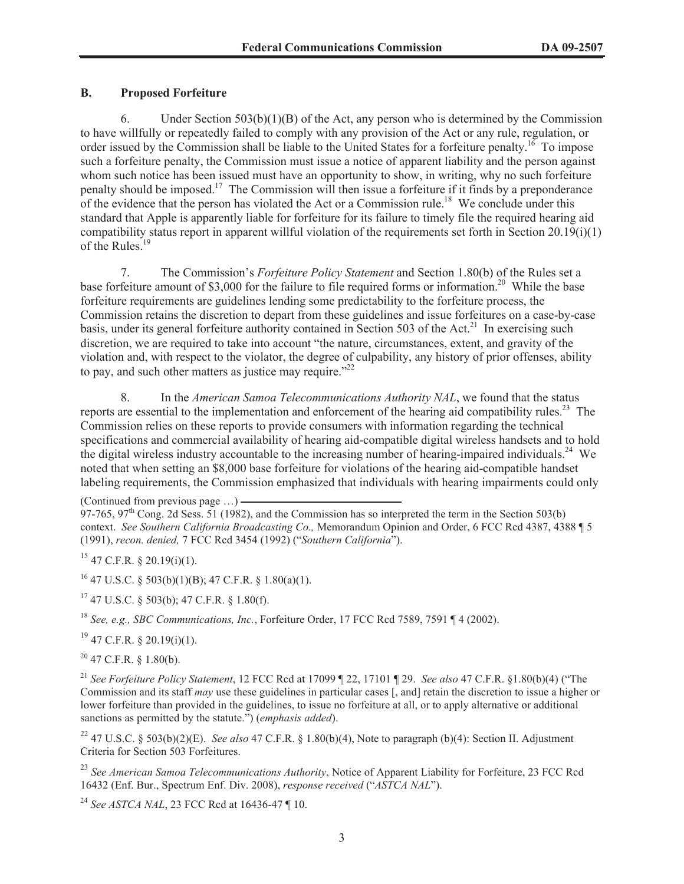### B. Proposed Forfeiture

6. Under Section 503(b)(1)(B) of the Act, any person who is determined by the Commission to have willfully or repeatedly failed to comply with any provision of the Act or any rule, regulation, or order issued by the Commission shall be liable to the United States for a forfeiture penalty.[16] To impose such a forfeiture penalty, the Commission must issue a notice of apparent liability and the person against whom such notice has been issued must have an opportunity to show, in writing, why no such forfeiture penalty should be imposed.[17] The Commission will then issue a forfeiture if it finds by a preponderance of the evidence that the person has violated the Act or a Commission rule.[18] We conclude under this standard that Apple is apparently liable for forfeiture for its failure to timely file the required hearing aid compatibility status report in apparent willful violation of the requirements set forth in Section 20.19(i)(1) of the Rules.[19]

7. The Commission's *Forfeiture Policy Statement* and Section 1.80(b) of the Rules set a base forfeiture amount of $3,000 for the failure to file required forms or information.[20] While the base forfeiture requirements are guidelines lending some predictability to the forfeiture process, the Commission retains the discretion to depart from these guidelines and issue forfeitures on a case-by-case basis, under its general forfeiture authority contained in Section 503 of the Act.[21] In exercising such discretion, we are required to take into account "the nature, circumstances, extent, and gravity of the violation and, with respect to the violator, the degree of culpability, any history of prior offenses, ability to pay, and such other matters as justice may require."[22]

8. In the *American Samoa Telecommunications Authority NAL*, we found that the status reports are essential to the implementation and enforcement of the hearing aid compatibility rules.[23] The Commission relies on these reports to provide consumers with information regarding the technical specifications and commercial availability of hearing aid-compatible digital wireless handsets and to hold the digital wireless industry accountable to the increasing number of hearing-impaired individuals.[24] We noted that when setting an $8,000 base forfeiture for violations of the hearing aid-compatible handset labeling requirements, the Commission emphasized that individuals with hearing impairments could only

(Continued from previous page …) 97-765, 97th Cong. 2d Sess. 51 (1982), and the Commission has so interpreted the term in the Section 503(b) context. *See Southern California Broadcasting Co.,* Memorandum Opinion and Order, 6 FCC Rcd 4387, 4388 ¶ 5 (1991), *recon. denied,* 7 FCC Rcd 3454 (1992) ("*Southern California*").

[15] 47 C.F.R. § 20.19(i)(1).

[16] 47 U.S.C. § 503(b)(1)(B); 47 C.F.R. § 1.80(a)(1).

[17] 47 U.S.C. § 503(b); 47 C.F.R. § 1.80(f).

[18] *See, e.g., SBC Communications, Inc.*, Forfeiture Order, 17 FCC Rcd 7589, 7591 ¶ 4 (2002).

[19] 47 C.F.R. § 20.19(i)(1).

[20] 47 C.F.R. § 1.80(b).

[21] *See Forfeiture Policy Statement*, 12 FCC Rcd at 17099 ¶ 22, 17101 ¶ 29. *See also* 47 C.F.R. §1.80(b)(4) ("The Commission and its staff *may* use these guidelines in particular cases [, and] retain the discretion to issue a higher or lower forfeiture than provided in the guidelines, to issue no forfeiture at all, or to apply alternative or additional sanctions as permitted by the statute.") (*emphasis added*).

[22] 47 U.S.C. § 503(b)(2)(E). *See also* 47 C.F.R. § 1.80(b)(4), Note to paragraph (b)(4): Section II. Adjustment Criteria for Section 503 Forfeitures.

[23] *See American Samoa Telecommunications Authority*, Notice of Apparent Liability for Forfeiture, 23 FCC Rcd 16432 (Enf. Bur., Spectrum Enf. Div. 2008), *response received* ("*ASTCA NAL*").

[24] *See ASTCA NAL*, 23 FCC Rcd at 16436-47 ¶ 10.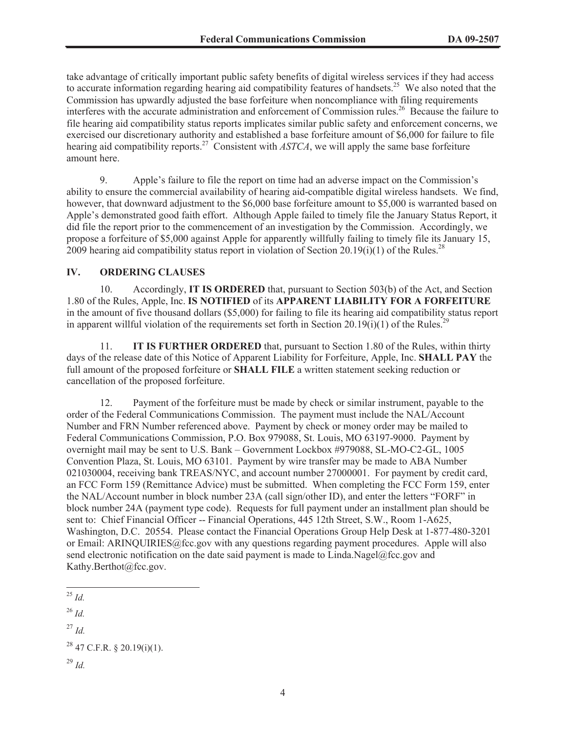take advantage of critically important public safety benefits of digital wireless services if they had access to accurate information regarding hearing aid compatibility features of handsets.[25] We also noted that the Commission has upwardly adjusted the base forfeiture when noncompliance with filing requirements interferes with the accurate administration and enforcement of Commission rules.[26] Because the failure to file hearing aid compatibility status reports implicates similar public safety and enforcement concerns, we exercised our discretionary authority and established a base forfeiture amount of $6,000 for failure to file hearing aid compatibility reports.[27] Consistent with *ASTCA*, we will apply the same base forfeiture amount here.

9. Apple's failure to file the report on time had an adverse impact on the Commission's ability to ensure the commercial availability of hearing aid-compatible digital wireless handsets. We find, however, that downward adjustment to the $6,000 base forfeiture amount to $5,000 is warranted based on Apple's demonstrated good faith effort. Although Apple failed to timely file the January Status Report, it did file the report prior to the commencement of an investigation by the Commission. Accordingly, we propose a forfeiture of $5,000 against Apple for apparently willfully failing to timely file its January 15, 2009 hearing aid compatibility status report in violation of Section 20.19(i)(1) of the Rules.[28]

## IV. ORDERING CLAUSES

10. Accordingly, **IT IS ORDERED** that, pursuant to Section 503(b) of the Act, and Section 1.80 of the Rules, Apple, Inc. **IS NOTIFIED** of its **APPARENT LIABILITY FOR A FORFEITURE** in the amount of five thousand dollars ($5,000) for failing to file its hearing aid compatibility status report in apparent willful violation of the requirements set forth in Section 20.19(i)(1) of the Rules.[29]

11. **IT IS FURTHER ORDERED** that, pursuant to Section 1.80 of the Rules, within thirty days of the release date of this Notice of Apparent Liability for Forfeiture, Apple, Inc. **SHALL PAY** the full amount of the proposed forfeiture or **SHALL FILE** a written statement seeking reduction or cancellation of the proposed forfeiture.

12. Payment of the forfeiture must be made by check or similar instrument, payable to the order of the Federal Communications Commission. The payment must include the NAL/Account Number and FRN Number referenced above. Payment by check or money order may be mailed to Federal Communications Commission, P.O. Box 979088, St. Louis, MO 63197-9000. Payment by overnight mail may be sent to U.S. Bank – Government Lockbox #979088, SL-MO-C2-GL, 1005 Convention Plaza, St. Louis, MO 63101. Payment by wire transfer may be made to ABA Number 021030004, receiving bank TREAS/NYC, and account number 27000001. For payment by credit card, an FCC Form 159 (Remittance Advice) must be submitted. When completing the FCC Form 159, enter the NAL/Account number in block number 23A (call sign/other ID), and enter the letters "FORF" in block number 24A (payment type code). Requests for full payment under an installment plan should be sent to: Chief Financial Officer -- Financial Operations, 445 12th Street, S.W., Room 1-A625, Washington, D.C. 20554. Please contact the Financial Operations Group Help Desk at 1-877-480-3201 or Email: ARINQUIRIES@fcc.gov with any questions regarding payment procedures. Apple will also send electronic notification on the date said payment is made to Linda.Nagel@fcc.gov and Kathy.Berthot@fcc.gov.

---

[25] *Id.*

[26] *Id.*

[27] *Id.*

[28] 47 C.F.R. § 20.19(i)(1).

[29] *Id.*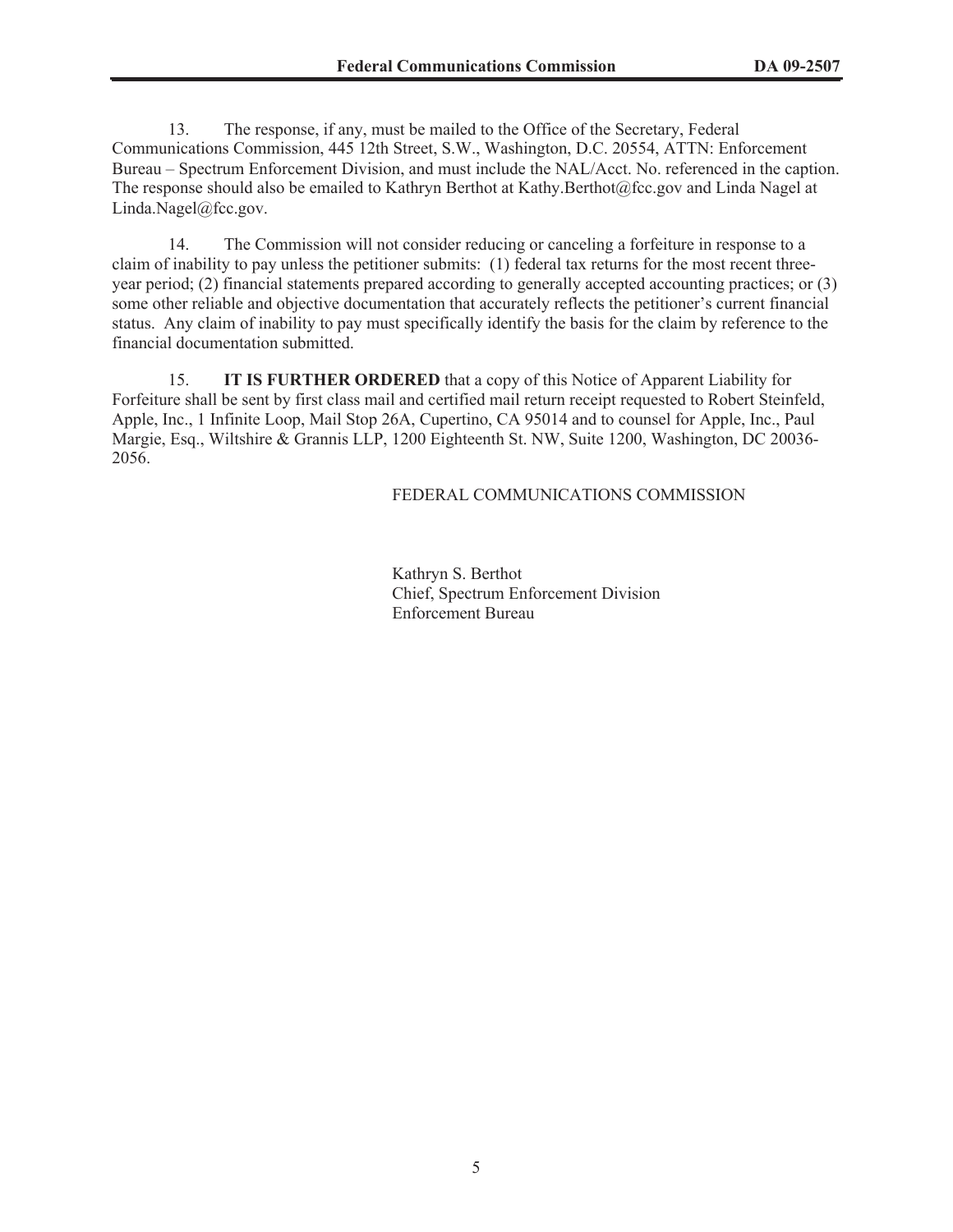13. The response, if any, must be mailed to the Office of the Secretary, Federal Communications Commission, 445 12th Street, S.W., Washington, D.C. 20554, ATTN: Enforcement Bureau – Spectrum Enforcement Division, and must include the NAL/Acct. No. referenced in the caption. The response should also be emailed to Kathryn Berthot at Kathy.Berthot@fcc.gov and Linda Nagel at Linda.Nagel@fcc.gov.

14. The Commission will not consider reducing or canceling a forfeiture in response to a claim of inability to pay unless the petitioner submits: (1) federal tax returns for the most recent three-year period; (2) financial statements prepared according to generally accepted accounting practices; or (3) some other reliable and objective documentation that accurately reflects the petitioner's current financial status. Any claim of inability to pay must specifically identify the basis for the claim by reference to the financial documentation submitted.

15. **IT IS FURTHER ORDERED** that a copy of this Notice of Apparent Liability for Forfeiture shall be sent by first class mail and certified mail return receipt requested to Robert Steinfeld, Apple, Inc., 1 Infinite Loop, Mail Stop 26A, Cupertino, CA 95014 and to counsel for Apple, Inc., Paul Margie, Esq., Wiltshire & Grannis LLP, 1200 Eighteenth St. NW, Suite 1200, Washington, DC 20036-2056.

FEDERAL COMMUNICATIONS COMMISSION

Kathryn S. Berthot
Chief, Spectrum Enforcement Division
Enforcement Bureau